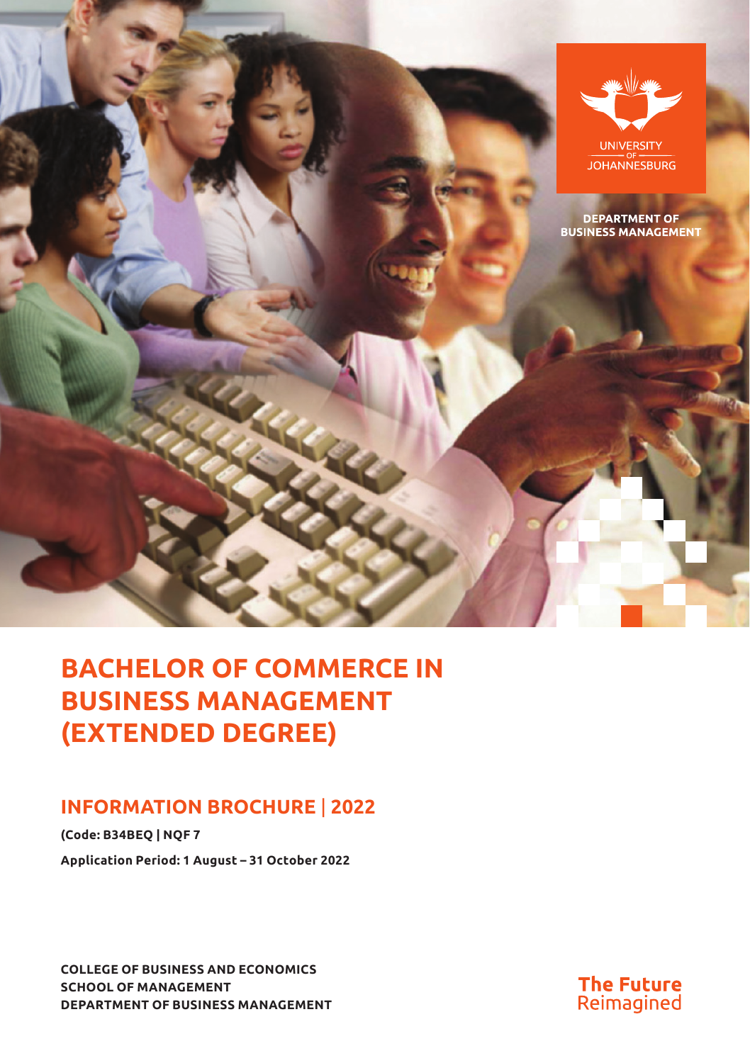UNIVERSITY OF JOHANNESBURG

DEPARTMENT OF BUSINESS MANAGEMENT

# BACHELOR OF COMMERCE IN BUSINESS MANAGEMENT (EXTENDED DEGREE)

## INFORMATION BROCHURE | 2022

**(Code: B34BEQ | NQF 7**

**Application Period: 1 August – 31 October 2022**

**COLLEGE OF BUSINESS AND ECONOMICS**
**SCHOOL OF MANAGEMENT**
**DEPARTMENT OF BUSINESS MANAGEMENT**

The Future Reimagined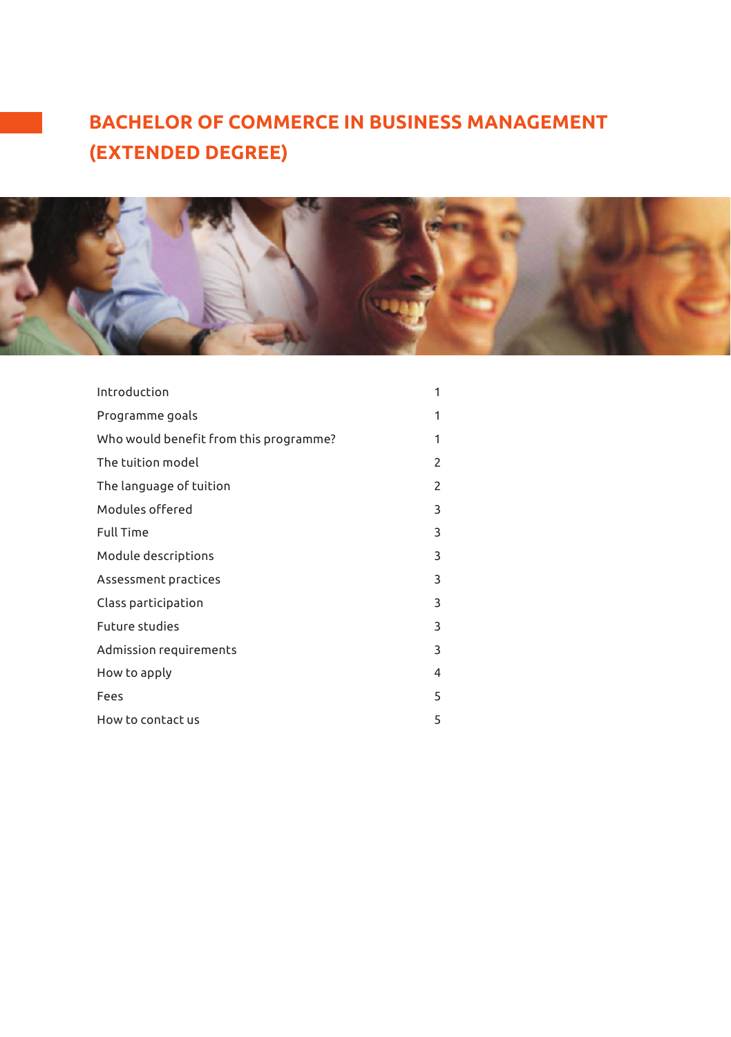# BACHELOR OF COMMERCE IN BUSINESS MANAGEMENT (EXTENDED DEGREE)

| | |
|---|---|
| Introduction | 1 |
| Programme goals | 1 |
| Who would benefit from this programme? | 1 |
| The tuition model | 2 |
| The language of tuition | 2 |
| Modules offered | 3 |
| Full Time | 3 |
| Module descriptions | 3 |
| Assessment practices | 3 |
| Class participation | 3 |
| Future studies | 3 |
| Admission requirements | 3 |
| How to apply | 4 |
| Fees | 5 |
| How to contact us | 5 |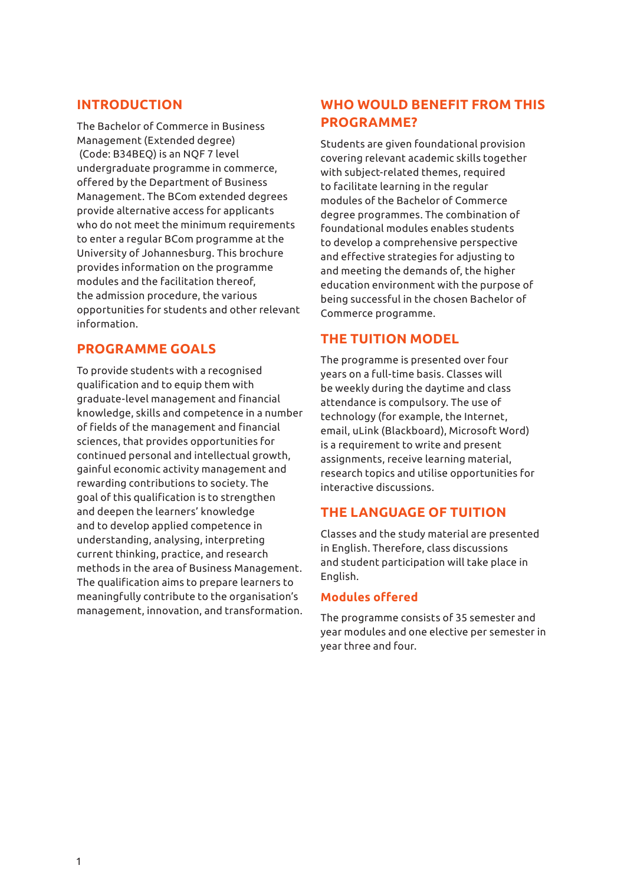## INTRODUCTION

The Bachelor of Commerce in Business Management (Extended degree) (Code: B34BEQ) is an NQF 7 level undergraduate programme in commerce, offered by the Department of Business Management. The BCom extended degrees provide alternative access for applicants who do not meet the minimum requirements to enter a regular BCom programme at the University of Johannesburg. This brochure provides information on the programme modules and the facilitation thereof, the admission procedure, the various opportunities for students and other relevant information.

## PROGRAMME GOALS

To provide students with a recognised qualification and to equip them with graduate-level management and financial knowledge, skills and competence in a number of fields of the management and financial sciences, that provides opportunities for continued personal and intellectual growth, gainful economic activity management and rewarding contributions to society. The goal of this qualification is to strengthen and deepen the learners' knowledge and to develop applied competence in understanding, analysing, interpreting current thinking, practice, and research methods in the area of Business Management. The qualification aims to prepare learners to meaningfully contribute to the organisation's management, innovation, and transformation.

## WHO WOULD BENEFIT FROM THIS PROGRAMME?

Students are given foundational provision covering relevant academic skills together with subject-related themes, required to facilitate learning in the regular modules of the Bachelor of Commerce degree programmes. The combination of foundational modules enables students to develop a comprehensive perspective and effective strategies for adjusting to and meeting the demands of, the higher education environment with the purpose of being successful in the chosen Bachelor of Commerce programme.

## THE TUITION MODEL

The programme is presented over four years on a full-time basis. Classes will be weekly during the daytime and class attendance is compulsory. The use of technology (for example, the Internet, email, uLink (Blackboard), Microsoft Word) is a requirement to write and present assignments, receive learning material, research topics and utilise opportunities for interactive discussions.

## THE LANGUAGE OF TUITION

Classes and the study material are presented in English. Therefore, class discussions and student participation will take place in English.

### Modules offered

The programme consists of 35 semester and year modules and one elective per semester in year three and four.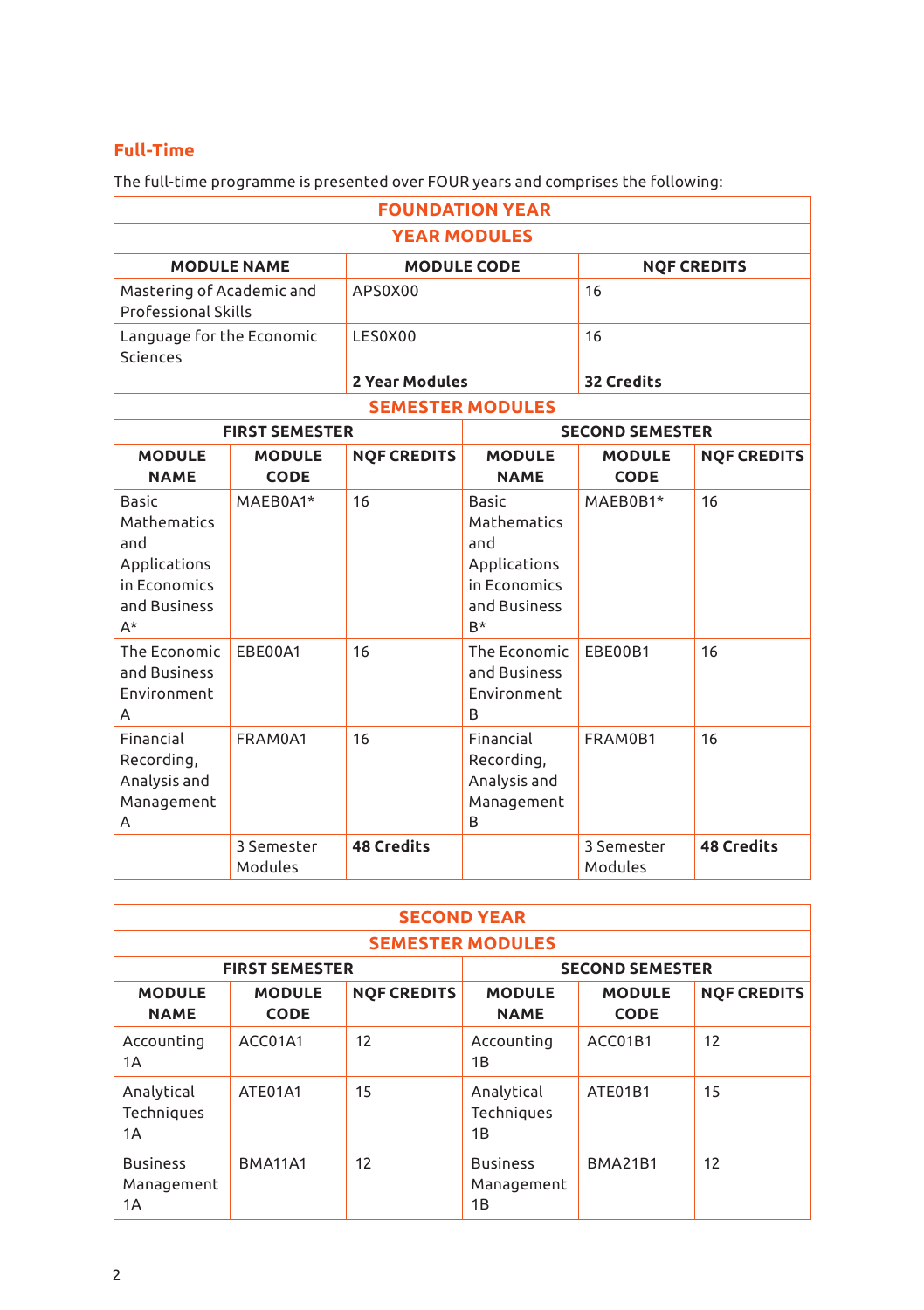## Full-Time

The full-time programme is presented over FOUR years and comprises the following:

| FOUNDATION YEAR | | |
|---|---|---|
| **YEAR MODULES** | | |
| **MODULE NAME** | **MODULE CODE** | **NQF CREDITS** |
| Mastering of Academic and Professional Skills | APS0X00 | 16 |
| Language for the Economic Sciences | LES0X00 | 16 |
| | **2 Year Modules** | **32 Credits** |

| SEMESTER MODULES | | | | | |
|---|---|---|---|---|---|
| **FIRST SEMESTER** | | | **SECOND SEMESTER** | | |
| **MODULE NAME** | **MODULE CODE** | **NQF CREDITS** | **MODULE NAME** | **MODULE CODE** | **NQF CREDITS** |
| Basic Mathematics and Applications in Economics and Business A* | MAEB0A1* | 16 | Basic Mathematics and Applications in Economics and Business B* | MAEB0B1* | 16 |
| The Economic and Business Environment A | EBE00A1 | 16 | The Economic and Business Environment B | EBE00B1 | 16 |
| Financial Recording, Analysis and Management A | FRAM0A1 | 16 | Financial Recording, Analysis and Management B | FRAM0B1 | 16 |
| | 3 Semester Modules | **48 Credits** | | 3 Semester Modules | **48 Credits** |

| SECOND YEAR | | | | | |
|---|---|---|---|---|---|
| **SEMESTER MODULES** | | | | | |
| **FIRST SEMESTER** | | | **SECOND SEMESTER** | | |
| **MODULE NAME** | **MODULE CODE** | **NQF CREDITS** | **MODULE NAME** | **MODULE CODE** | **NQF CREDITS** |
| Accounting 1A | ACC01A1 | 12 | Accounting 1B | ACC01B1 | 12 |
| Analytical Techniques 1A | ATE01A1 | 15 | Analytical Techniques 1B | ATE01B1 | 15 |
| Business Management 1A | BMA11A1 | 12 | Business Management 1B | BMA21B1 | 12 |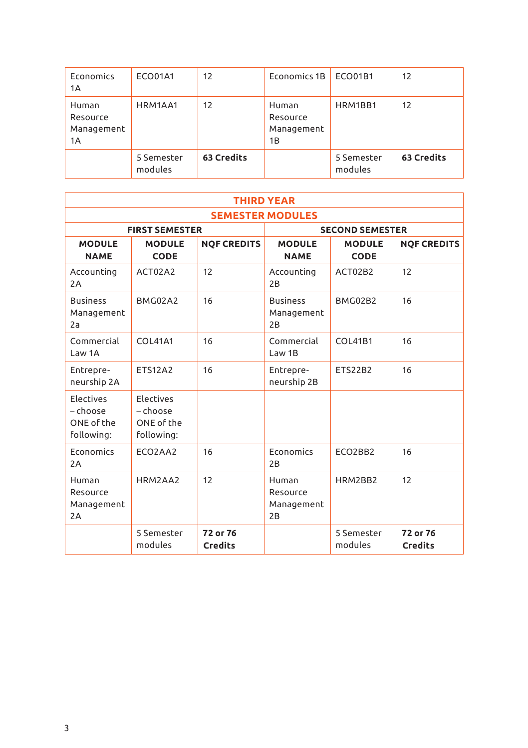| | | | | | |
|---|---|---|---|---|---|
| Economics 1A | ECO01A1 | 12 | Economics 1B | ECO01B1 | 12 |
| Human Resource Management 1A | HRM1AA1 | 12 | Human Resource Management 1B | HRM1BB1 | 12 |
| | 5 Semester modules | **63 Credits** | | 5 Semester modules | **63 Credits** |

| **THIRD YEAR** | | | | | |
|---|---|---|---|---|---|
| **SEMESTER MODULES** | | | | | |
| **FIRST SEMESTER** | | | **SECOND SEMESTER** | | |
| **MODULE NAME** | **MODULE CODE** | **NQF CREDITS** | **MODULE NAME** | **MODULE CODE** | **NQF CREDITS** |
| Accounting 2A | ACT02A2 | 12 | Accounting 2B | ACT02B2 | 12 |
| Business Management 2a | BMG02A2 | 16 | Business Management 2B | BMG02B2 | 16 |
| Commercial Law 1A | COL41A1 | 16 | Commercial Law 1B | COL41B1 | 16 |
| Entrepre-neurship 2A | ETS12A2 | 16 | Entrepre-neurship 2B | ETS22B2 | 16 |
| Electives – choose ONE of the following: | Electives – choose ONE of the following: | | | | |
| Economics 2A | ECO2AA2 | 16 | Economics 2B | ECO2BB2 | 16 |
| Human Resource Management 2A | HRM2AA2 | 12 | Human Resource Management 2B | HRM2BB2 | 12 |
| | 5 Semester modules | **72 or 76 Credits** | | 5 Semester modules | **72 or 76 Credits** |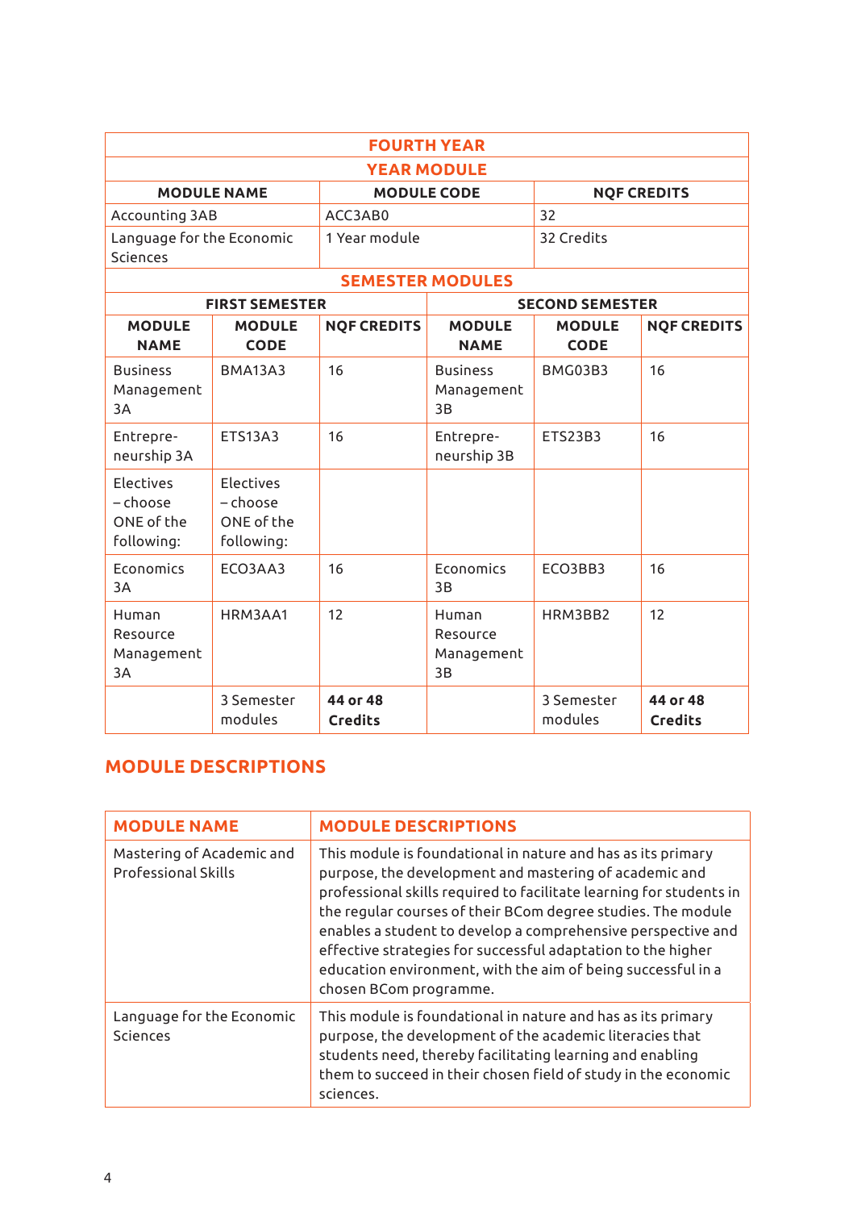| FOURTH YEAR | | |
|---|---|---|
| **YEAR MODULE** | | |
| **MODULE NAME** | **MODULE CODE** | **NQF CREDITS** |
| Accounting 3AB | ACC3AB0 | 32 |
| Language for the Economic Sciences | 1 Year module | 32 Credits |

| SEMESTER MODULES | | | | | |
|---|---|---|---|---|---|
| **FIRST SEMESTER** | | | **SECOND SEMESTER** | | |
| **MODULE NAME** | **MODULE CODE** | **NQF CREDITS** | **MODULE NAME** | **MODULE CODE** | **NQF CREDITS** |
| Business Management 3A | BMA13A3 | 16 | Business Management 3B | BMG03B3 | 16 |
| Entrepre-neurship 3A | ETS13A3 | 16 | Entrepre-neurship 3B | ETS23B3 | 16 |
| Electives – choose ONE of the following: | Electives – choose ONE of the following: | | | | |
| Economics 3A | ECO3AA3 | 16 | Economics 3B | ECO3BB3 | 16 |
| Human Resource Management 3A | HRM3AA1 | 12 | Human Resource Management 3B | HRM3BB2 | 12 |
| | 3 Semester modules | **44 or 48 Credits** | | 3 Semester modules | **44 or 48 Credits** |

## MODULE DESCRIPTIONS

| MODULE NAME | MODULE DESCRIPTIONS |
|---|---|
| Mastering of Academic and Professional Skills | This module is foundational in nature and has as its primary purpose, the development and mastering of academic and professional skills required to facilitate learning for students in the regular courses of their BCom degree studies. The module enables a student to develop a comprehensive perspective and effective strategies for successful adaptation to the higher education environment, with the aim of being successful in a chosen BCom programme. |
| Language for the Economic Sciences | This module is foundational in nature and has as its primary purpose, the development of the academic literacies that students need, thereby facilitating learning and enabling them to succeed in their chosen field of study in the economic sciences. |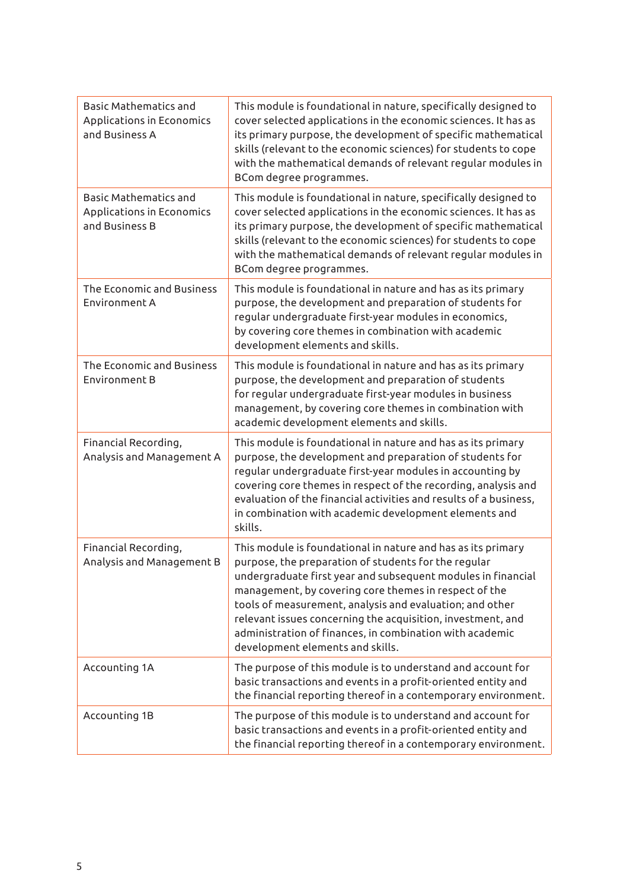| | |
|---|---|
| Basic Mathematics and Applications in Economics and Business A | This module is foundational in nature, specifically designed to cover selected applications in the economic sciences. It has as its primary purpose, the development of specific mathematical skills (relevant to the economic sciences) for students to cope with the mathematical demands of relevant regular modules in BCom degree programmes. |
| Basic Mathematics and Applications in Economics and Business B | This module is foundational in nature, specifically designed to cover selected applications in the economic sciences. It has as its primary purpose, the development of specific mathematical skills (relevant to the economic sciences) for students to cope with the mathematical demands of relevant regular modules in BCom degree programmes. |
| The Economic and Business Environment A | This module is foundational in nature and has as its primary purpose, the development and preparation of students for regular undergraduate first-year modules in economics, by covering core themes in combination with academic development elements and skills. |
| The Economic and Business Environment B | This module is foundational in nature and has as its primary purpose, the development and preparation of students for regular undergraduate first-year modules in business management, by covering core themes in combination with academic development elements and skills. |
| Financial Recording, Analysis and Management A | This module is foundational in nature and has as its primary purpose, the development and preparation of students for regular undergraduate first-year modules in accounting by covering core themes in respect of the recording, analysis and evaluation of the financial activities and results of a business, in combination with academic development elements and skills. |
| Financial Recording, Analysis and Management B | This module is foundational in nature and has as its primary purpose, the preparation of students for the regular undergraduate first year and subsequent modules in financial management, by covering core themes in respect of the tools of measurement, analysis and evaluation; and other relevant issues concerning the acquisition, investment, and administration of finances, in combination with academic development elements and skills. |
| Accounting 1A | The purpose of this module is to understand and account for basic transactions and events in a profit-oriented entity and the financial reporting thereof in a contemporary environment. |
| Accounting 1B | The purpose of this module is to understand and account for basic transactions and events in a profit-oriented entity and the financial reporting thereof in a contemporary environment. |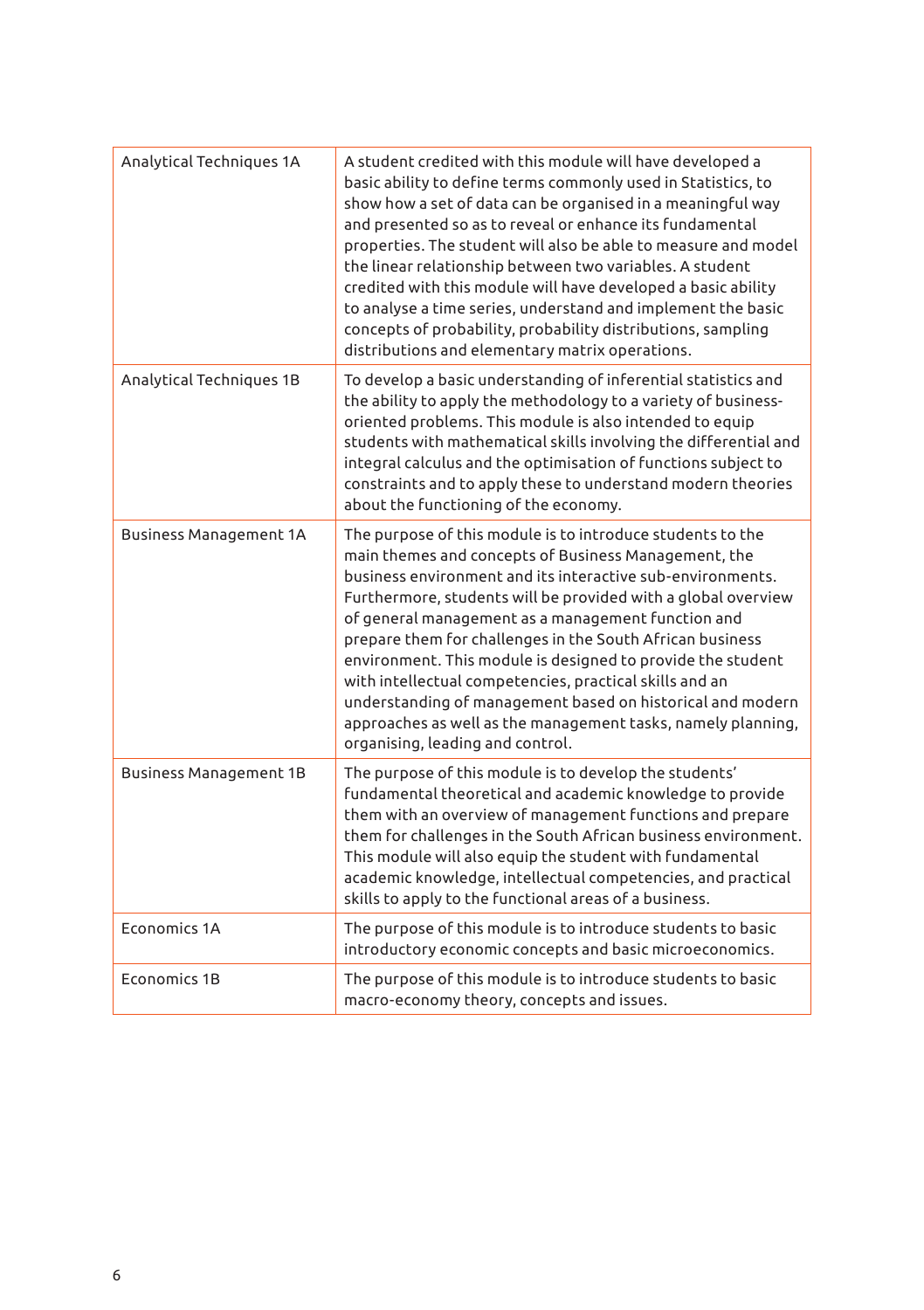| | |
|---|---|
| Analytical Techniques 1A | A student credited with this module will have developed a basic ability to define terms commonly used in Statistics, to show how a set of data can be organised in a meaningful way and presented so as to reveal or enhance its fundamental properties. The student will also be able to measure and model the linear relationship between two variables. A student credited with this module will have developed a basic ability to analyse a time series, understand and implement the basic concepts of probability, probability distributions, sampling distributions and elementary matrix operations. |
| Analytical Techniques 1B | To develop a basic understanding of inferential statistics and the ability to apply the methodology to a variety of business-oriented problems. This module is also intended to equip students with mathematical skills involving the differential and integral calculus and the optimisation of functions subject to constraints and to apply these to understand modern theories about the functioning of the economy. |
| Business Management 1A | The purpose of this module is to introduce students to the main themes and concepts of Business Management, the business environment and its interactive sub-environments. Furthermore, students will be provided with a global overview of general management as a management function and prepare them for challenges in the South African business environment. This module is designed to provide the student with intellectual competencies, practical skills and an understanding of management based on historical and modern approaches as well as the management tasks, namely planning, organising, leading and control. |
| Business Management 1B | The purpose of this module is to develop the students' fundamental theoretical and academic knowledge to provide them with an overview of management functions and prepare them for challenges in the South African business environment. This module will also equip the student with fundamental academic knowledge, intellectual competencies, and practical skills to apply to the functional areas of a business. |
| Economics 1A | The purpose of this module is to introduce students to basic introductory economic concepts and basic microeconomics. |
| Economics 1B | The purpose of this module is to introduce students to basic macro-economy theory, concepts and issues. |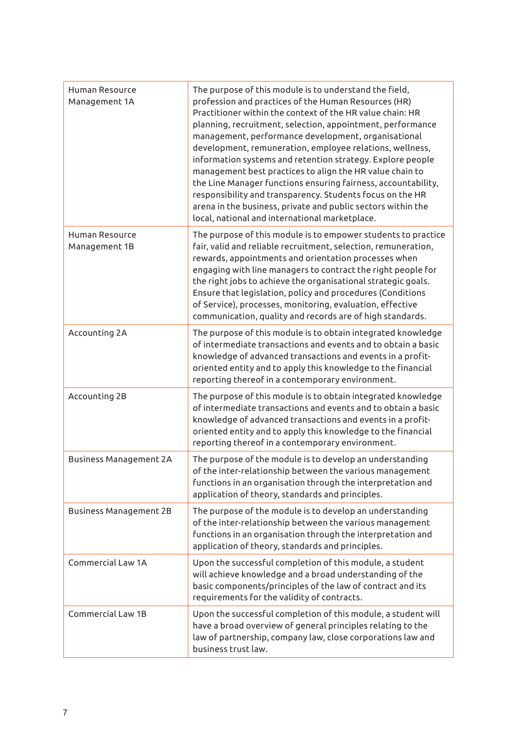| | |
|---|---|
| Human Resource Management 1A | The purpose of this module is to understand the field, profession and practices of the Human Resources (HR) Practitioner within the context of the HR value chain: HR planning, recruitment, selection, appointment, performance management, performance development, organisational development, remuneration, employee relations, wellness, information systems and retention strategy. Explore people management best practices to align the HR value chain to the Line Manager functions ensuring fairness, accountability, responsibility and transparency. Students focus on the HR arena in the business, private and public sectors within the local, national and international marketplace. |
| Human Resource Management 1B | The purpose of this module is to empower students to practice fair, valid and reliable recruitment, selection, remuneration, rewards, appointments and orientation processes when engaging with line managers to contract the right people for the right jobs to achieve the organisational strategic goals. Ensure that legislation, policy and procedures (Conditions of Service), processes, monitoring, evaluation, effective communication, quality and records are of high standards. |
| Accounting 2A | The purpose of this module is to obtain integrated knowledge of intermediate transactions and events and to obtain a basic knowledge of advanced transactions and events in a profit-oriented entity and to apply this knowledge to the financial reporting thereof in a contemporary environment. |
| Accounting 2B | The purpose of this module is to obtain integrated knowledge of intermediate transactions and events and to obtain a basic knowledge of advanced transactions and events in a profit-oriented entity and to apply this knowledge to the financial reporting thereof in a contemporary environment. |
| Business Management 2A | The purpose of the module is to develop an understanding of the inter-relationship between the various management functions in an organisation through the interpretation and application of theory, standards and principles. |
| Business Management 2B | The purpose of the module is to develop an understanding of the inter-relationship between the various management functions in an organisation through the interpretation and application of theory, standards and principles. |
| Commercial Law 1A | Upon the successful completion of this module, a student will achieve knowledge and a broad understanding of the basic components/principles of the law of contract and its requirements for the validity of contracts. |
| Commercial Law 1B | Upon the successful completion of this module, a student will have a broad overview of general principles relating to the law of partnership, company law, close corporations law and business trust law. |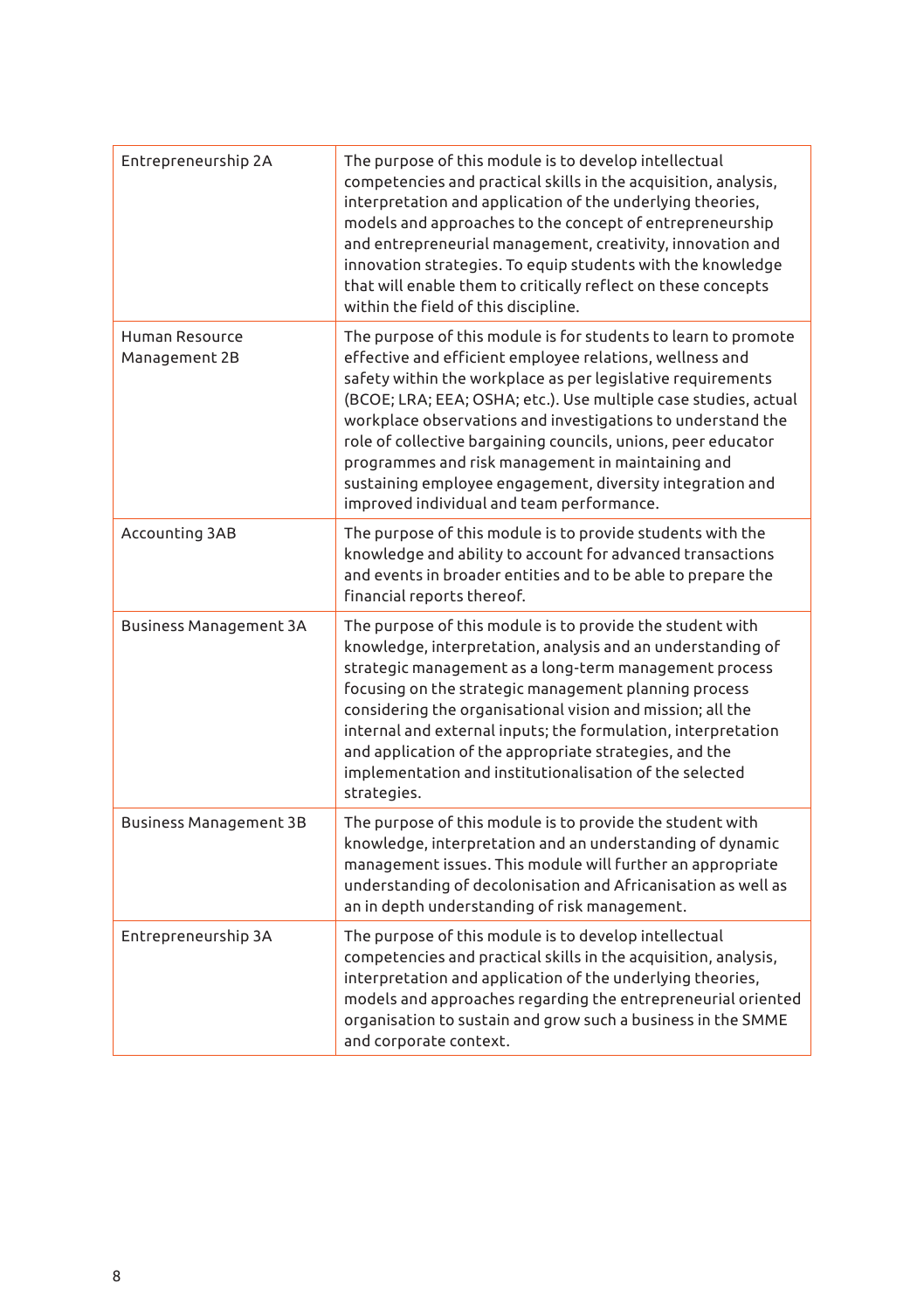| | |
|---|---|
| Entrepreneurship 2A | The purpose of this module is to develop intellectual competencies and practical skills in the acquisition, analysis, interpretation and application of the underlying theories, models and approaches to the concept of entrepreneurship and entrepreneurial management, creativity, innovation and innovation strategies. To equip students with the knowledge that will enable them to critically reflect on these concepts within the field of this discipline. |
| Human Resource Management 2B | The purpose of this module is for students to learn to promote effective and efficient employee relations, wellness and safety within the workplace as per legislative requirements (BCOE; LRA; EEA; OSHA; etc.). Use multiple case studies, actual workplace observations and investigations to understand the role of collective bargaining councils, unions, peer educator programmes and risk management in maintaining and sustaining employee engagement, diversity integration and improved individual and team performance. |
| Accounting 3AB | The purpose of this module is to provide students with the knowledge and ability to account for advanced transactions and events in broader entities and to be able to prepare the financial reports thereof. |
| Business Management 3A | The purpose of this module is to provide the student with knowledge, interpretation, analysis and an understanding of strategic management as a long-term management process focusing on the strategic management planning process considering the organisational vision and mission; all the internal and external inputs; the formulation, interpretation and application of the appropriate strategies, and the implementation and institutionalisation of the selected strategies. |
| Business Management 3B | The purpose of this module is to provide the student with knowledge, interpretation and an understanding of dynamic management issues. This module will further an appropriate understanding of decolonisation and Africanisation as well as an in depth understanding of risk management. |
| Entrepreneurship 3A | The purpose of this module is to develop intellectual competencies and practical skills in the acquisition, analysis, interpretation and application of the underlying theories, models and approaches regarding the entrepreneurial oriented organisation to sustain and grow such a business in the SMME and corporate context. |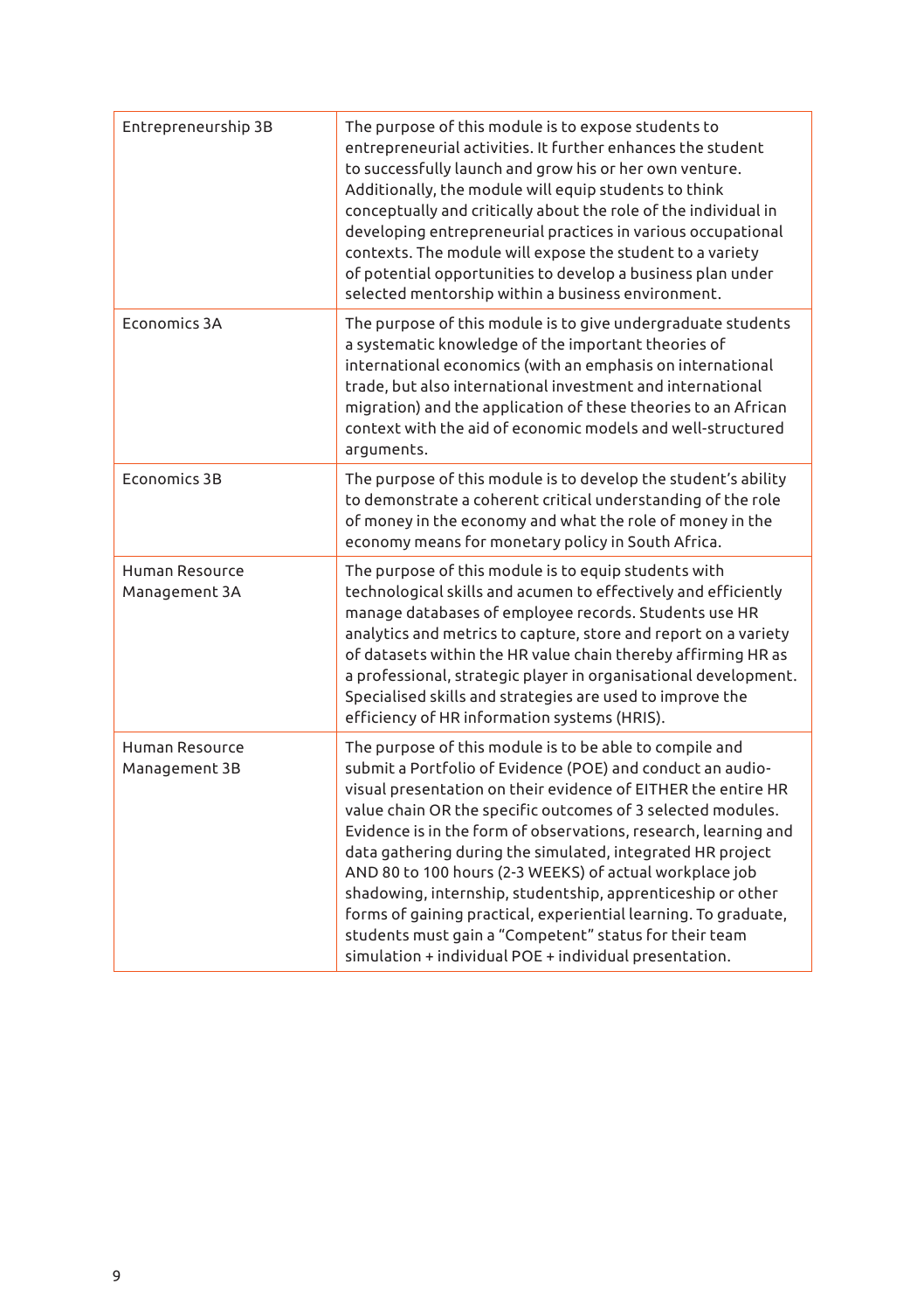| | |
|---|---|
| Entrepreneurship 3B | The purpose of this module is to expose students to entrepreneurial activities. It further enhances the student to successfully launch and grow his or her own venture. Additionally, the module will equip students to think conceptually and critically about the role of the individual in developing entrepreneurial practices in various occupational contexts. The module will expose the student to a variety of potential opportunities to develop a business plan under selected mentorship within a business environment. |
| Economics 3A | The purpose of this module is to give undergraduate students a systematic knowledge of the important theories of international economics (with an emphasis on international trade, but also international investment and international migration) and the application of these theories to an African context with the aid of economic models and well-structured arguments. |
| Economics 3B | The purpose of this module is to develop the student's ability to demonstrate a coherent critical understanding of the role of money in the economy and what the role of money in the economy means for monetary policy in South Africa. |
| Human Resource Management 3A | The purpose of this module is to equip students with technological skills and acumen to effectively and efficiently manage databases of employee records. Students use HR analytics and metrics to capture, store and report on a variety of datasets within the HR value chain thereby affirming HR as a professional, strategic player in organisational development. Specialised skills and strategies are used to improve the efficiency of HR information systems (HRIS). |
| Human Resource Management 3B | The purpose of this module is to be able to compile and submit a Portfolio of Evidence (POE) and conduct an audio-visual presentation on their evidence of EITHER the entire HR value chain OR the specific outcomes of 3 selected modules. Evidence is in the form of observations, research, learning and data gathering during the simulated, integrated HR project AND 80 to 100 hours (2-3 WEEKS) of actual workplace job shadowing, internship, studentship, apprenticeship or other forms of gaining practical, experiential learning. To graduate, students must gain a "Competent" status for their team simulation + individual POE + individual presentation. |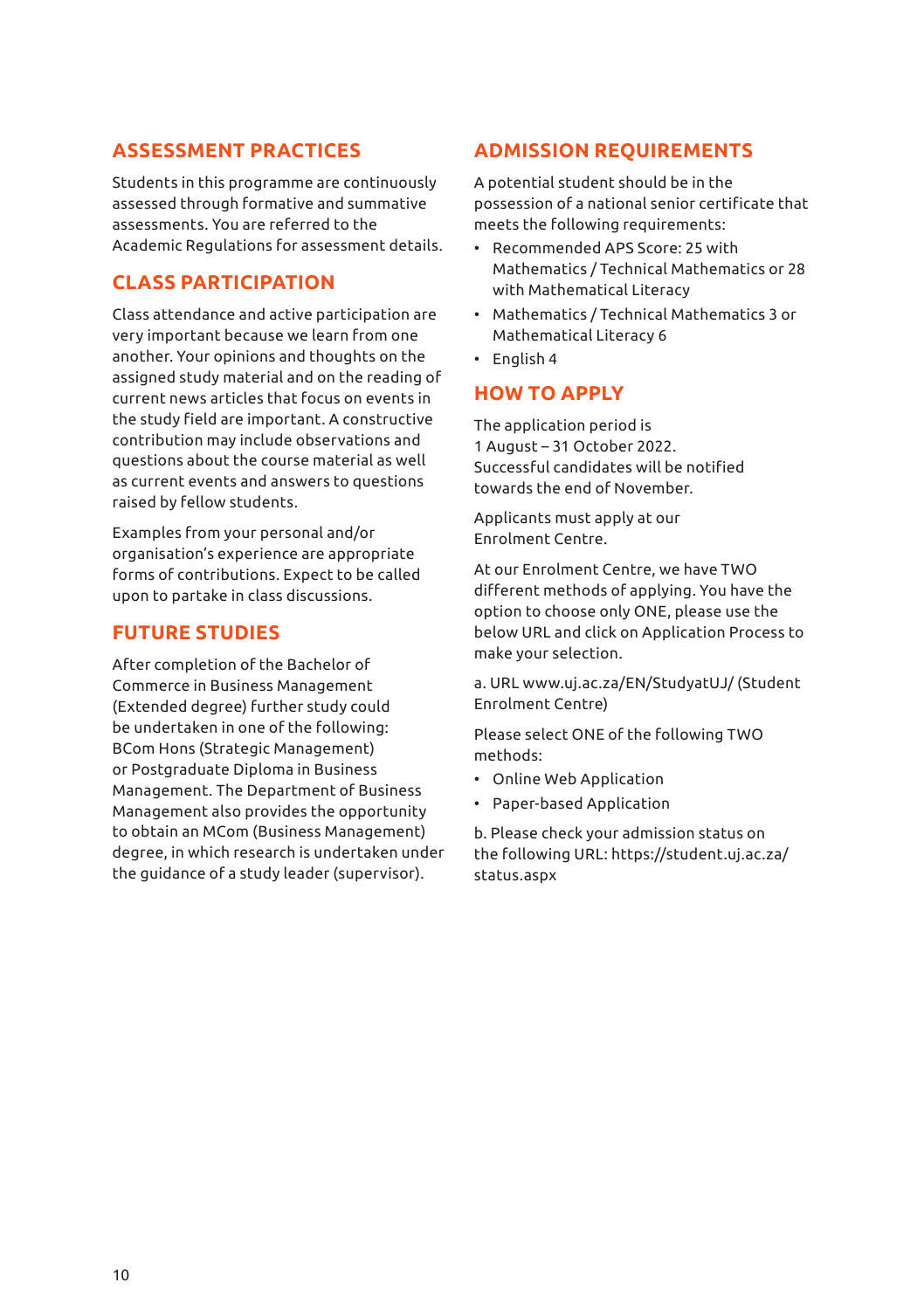## ASSESSMENT PRACTICES

Students in this programme are continuously assessed through formative and summative assessments. You are referred to the Academic Regulations for assessment details.

## CLASS PARTICIPATION

Class attendance and active participation are very important because we learn from one another. Your opinions and thoughts on the assigned study material and on the reading of current news articles that focus on events in the study field are important. A constructive contribution may include observations and questions about the course material as well as current events and answers to questions raised by fellow students.

Examples from your personal and/or organisation's experience are appropriate forms of contributions. Expect to be called upon to partake in class discussions.

## FUTURE STUDIES

After completion of the Bachelor of Commerce in Business Management (Extended degree) further study could be undertaken in one of the following: BCom Hons (Strategic Management) or Postgraduate Diploma in Business Management. The Department of Business Management also provides the opportunity to obtain an MCom (Business Management) degree, in which research is undertaken under the guidance of a study leader (supervisor).

## ADMISSION REQUIREMENTS

A potential student should be in the possession of a national senior certificate that meets the following requirements:

- Recommended APS Score: 25 with Mathematics / Technical Mathematics or 28 with Mathematical Literacy
- Mathematics / Technical Mathematics 3 or Mathematical Literacy 6
- English 4

## HOW TO APPLY

The application period is 1 August – 31 October 2022. Successful candidates will be notified towards the end of November.

Applicants must apply at our Enrolment Centre.

At our Enrolment Centre, we have TWO different methods of applying. You have the option to choose only ONE, please use the below URL and click on Application Process to make your selection.

a. URL www.uj.ac.za/EN/StudyatUJ/ (Student Enrolment Centre)

Please select ONE of the following TWO methods:

- Online Web Application
- Paper-based Application

b. Please check your admission status on the following URL: https://student.uj.ac.za/status.aspx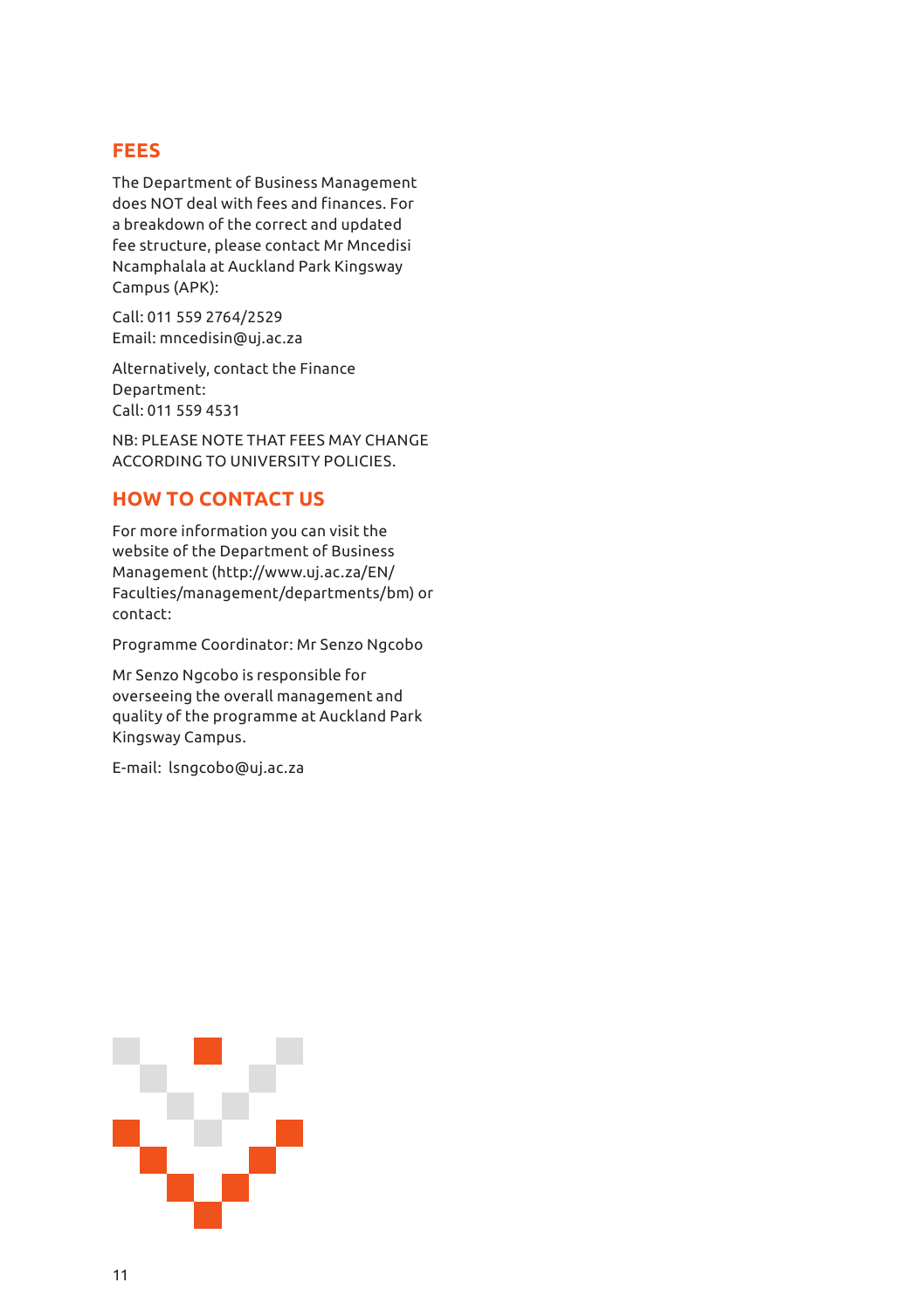## FEES

The Department of Business Management does NOT deal with fees and finances. For a breakdown of the correct and updated fee structure, please contact Mr Mncedisi Ncamphalala at Auckland Park Kingsway Campus (APK):

Call: 011 559 2764/2529
Email: mncedisin@uj.ac.za

Alternatively, contact the Finance Department:
Call: 011 559 4531

NB: PLEASE NOTE THAT FEES MAY CHANGE ACCORDING TO UNIVERSITY POLICIES.

## HOW TO CONTACT US

For more information you can visit the website of the Department of Business Management (http://www.uj.ac.za/EN/Faculties/management/departments/bm) or contact:

Programme Coordinator: Mr Senzo Ngcobo

Mr Senzo Ngcobo is responsible for overseeing the overall management and quality of the programme at Auckland Park Kingsway Campus.

E-mail: lsngcobo@uj.ac.za